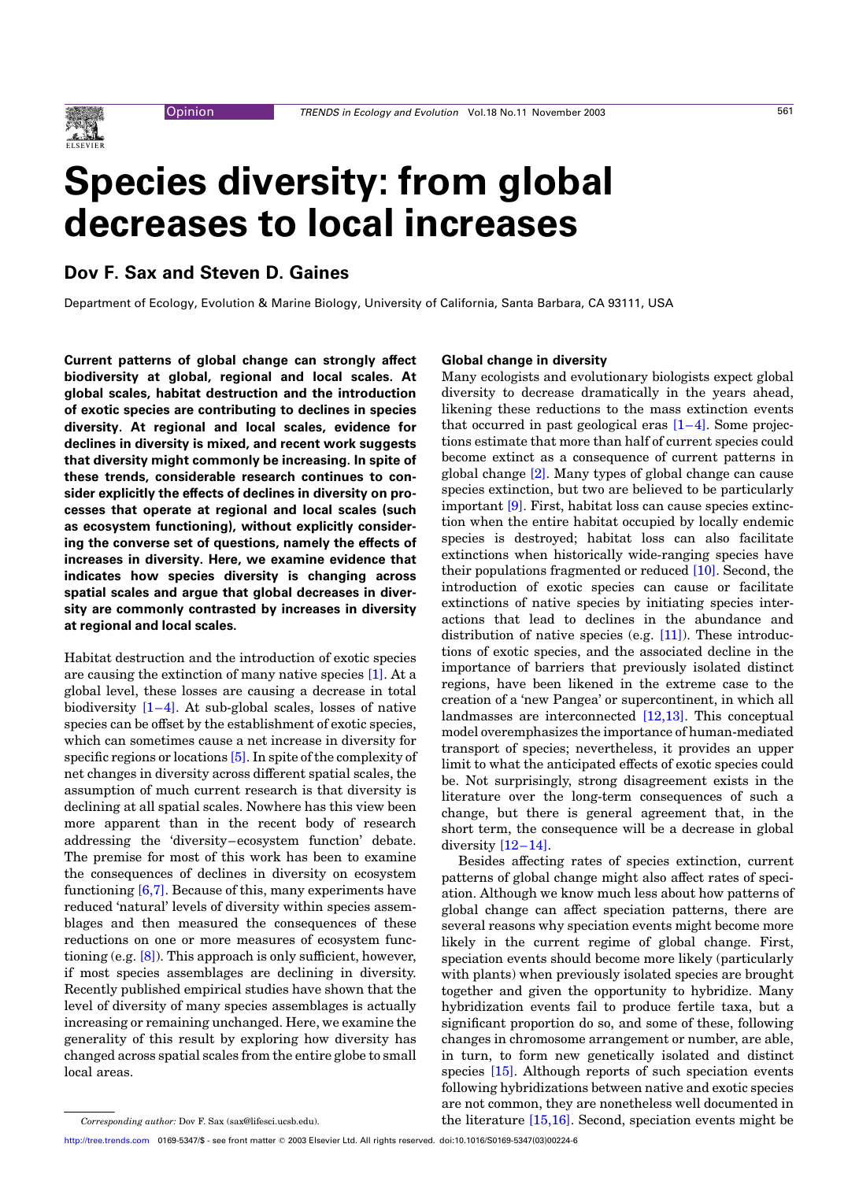# Species diversity: from global decreases to local increases

## Dov F. Sax and Steven D. Gaines

Department of Ecology, Evolution & Marine Biology, University of California, Santa Barbara, CA 93111, USA

**Current patterns of global change can strongly affect biodiversity at global, regional and local scales. At global scales, habitat destruction and the introduction of exotic species are contributing to declines in species diversity. At regional and local scales, evidence for declines in diversity is mixed, and recent work suggests that diversity might commonly be increasing. In spite of these trends, considerable research continues to consider explicitly the effects of declines in diversity on processes that operate at regional and local scales (such as ecosystem functioning), without explicitly considering the converse set of questions, namely the effects of increases in diversity. Here, we examine evidence that indicates how species diversity is changing across spatial scales and argue that global decreases in diversity are commonly contrasted by increases in diversity at regional and local scales.**

Habitat destruction and the introduction of exotic species are causing the extinction of many native species [1]. At a global level, these losses are causing a decrease in total biodiversity [1–4]. At sub-global scales, losses of native species can be offset by the establishment of exotic species, which can sometimes cause a net increase in diversity for specific regions or locations [5]. In spite of the complexity of net changes in diversity across different spatial scales, the assumption of much current research is that diversity is declining at all spatial scales. Nowhere has this view been more apparent than in the recent body of research addressing the 'diversity–ecosystem function' debate. The premise for most of this work has been to examine the consequences of declines in diversity on ecosystem functioning [6,7]. Because of this, many experiments have reduced 'natural' levels of diversity within species assemblages and then measured the consequences of these reductions on one or more measures of ecosystem functioning (e.g. [8]). This approach is only sufficient, however, if most species assemblages are declining in diversity. Recently published empirical studies have shown that the level of diversity of many species assemblages is actually increasing or remaining unchanged. Here, we examine the generality of this result by exploring how diversity has changed across spatial scales from the entire globe to small local areas.

### Global change in diversity

Many ecologists and evolutionary biologists expect global diversity to decrease dramatically in the years ahead, likening these reductions to the mass extinction events that occurred in past geological eras [1–4]. Some projections estimate that more than half of current species could become extinct as a consequence of current patterns in global change [2]. Many types of global change can cause species extinction, but two are believed to be particularly important [9]. First, habitat loss can cause species extinction when the entire habitat occupied by locally endemic species is destroyed; habitat loss can also facilitate extinctions when historically wide-ranging species have their populations fragmented or reduced [10]. Second, the introduction of exotic species can cause or facilitate extinctions of native species by initiating species interactions that lead to declines in the abundance and distribution of native species (e.g. [11]). These introductions of exotic species, and the associated decline in the importance of barriers that previously isolated distinct regions, have been likened in the extreme case to the creation of a 'new Pangea' or supercontinent, in which all landmasses are interconnected [12,13]. This conceptual model overemphasizes the importance of human-mediated transport of species; nevertheless, it provides an upper limit to what the anticipated effects of exotic species could be. Not surprisingly, strong disagreement exists in the literature over the long-term consequences of such a change, but there is general agreement that, in the short term, the consequence will be a decrease in global diversity [12–14].

Besides affecting rates of species extinction, current patterns of global change might also affect rates of speciation. Although we know much less about how patterns of global change can affect speciation patterns, there are several reasons why speciation events might become more likely in the current regime of global change. First, speciation events should become more likely (particularly with plants) when previously isolated species are brought together and given the opportunity to hybridize. Many hybridization events fail to produce fertile taxa, but a significant proportion do so, and some of these, following changes in chromosome arrangement or number, are able, in turn, to form new genetically isolated and distinct species [15]. Although reports of such speciation events following hybridizations between native and exotic species are not common, they are nonetheless well documented in the literature [15,16]. Second, speciation events might be

*Corresponding author:* Dov F. Sax (sax@lifesci.ucsb.edu).

http://tree.trends.com 0169-5347/$ - see front matter © 2003 Elsevier Ltd. All rights reserved. doi:10.1016/S0169-5347(03)00224-6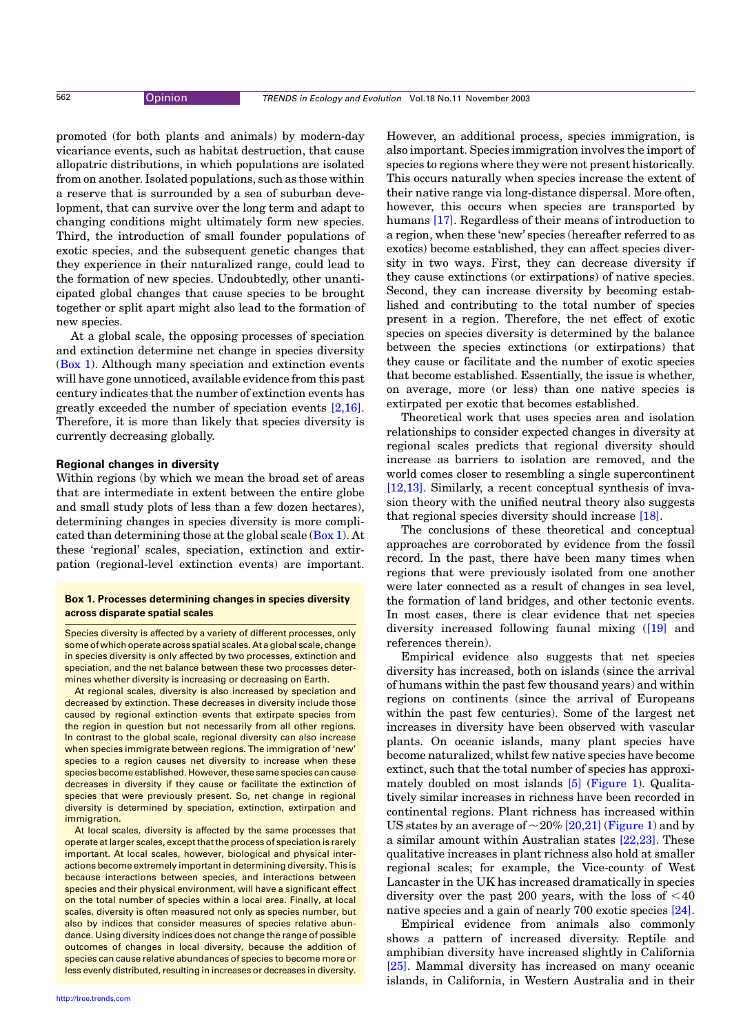promoted (for both plants and animals) by modern-day vicariance events, such as habitat destruction, that cause allopatric distributions, in which populations are isolated from on another. Isolated populations, such as those within a reserve that is surrounded by a sea of suburban development, that can survive over the long term and adapt to changing conditions might ultimately form new species. Third, the introduction of small founder populations of exotic species, and the subsequent genetic changes that they experience in their naturalized range, could lead to the formation of new species. Undoubtedly, other unanticipated global changes that cause species to be brought together or split apart might also lead to the formation of new species.

At a global scale, the opposing processes of speciation and extinction determine net change in species diversity (Box 1). Although many speciation and extinction events will have gone unnoticed, available evidence from this past century indicates that the number of extinction events has greatly exceeded the number of speciation events [2,16]. Therefore, it is more than likely that species diversity is currently decreasing globally.

### Regional changes in diversity

Within regions (by which we mean the broad set of areas that are intermediate in extent between the entire globe and small study plots of less than a few dozen hectares), determining changes in species diversity is more complicated than determining those at the global scale (Box 1). At these 'regional' scales, speciation, extinction and extirpation (regional-level extinction events) are important.

> **Box 1. Processes determining changes in species diversity across disparate spatial scales**
>
> Species diversity is affected by a variety of different processes, only some of which operate across spatial scales. At a global scale, change in species diversity is only affected by two processes, extinction and speciation, and the net balance between these two processes determines whether diversity is increasing or decreasing on Earth.
>
> At regional scales, diversity is also increased by speciation and decreased by extinction. These decreases in diversity include those caused by regional extinction events that extirpate species from the region in question but not necessarily from all other regions. In contrast to the global scale, regional diversity can also increase when species immigrate between regions. The immigration of 'new' species to a region causes net diversity to increase when these species become established. However, these same species can cause decreases in diversity if they cause or facilitate the extinction of species that were previously present. So, net change in regional diversity is determined by speciation, extinction, extirpation and immigration.
>
> At local scales, diversity is affected by the same processes that operate at larger scales, except that the process of speciation is rarely important. At local scales, however, biological and physical interactions become extremely important in determining diversity. This is because interactions between species, and interactions between species and their physical environment, will have a significant effect on the total number of species within a local area. Finally, at local scales, diversity is often measured not only as species number, but also by indices that consider measures of species relative abundance. Using diversity indices does not change the range of possible outcomes of changes in local diversity, because the addition of species can cause relative abundances of species to become more or less evenly distributed, resulting in increases or decreases in diversity.

However, an additional process, species immigration, is also important. Species immigration involves the import of species to regions where they were not present historically. This occurs naturally when species increase the extent of their native range via long-distance dispersal. More often, however, this occurs when species are transported by humans [17]. Regardless of their means of introduction to a region, when these 'new' species (hereafter referred to as exotics) become established, they can affect species diversity in two ways. First, they can decrease diversity if they cause extinctions (or extirpations) of native species. Second, they can increase diversity by becoming established and contributing to the total number of species present in a region. Therefore, the net effect of exotic species on species diversity is determined by the balance between the species extinctions (or extirpations) that they cause or facilitate and the number of exotic species that become established. Essentially, the issue is whether, on average, more (or less) than one native species is extirpated per exotic that becomes established.

Theoretical work that uses species area and isolation relationships to consider expected changes in diversity at regional scales predicts that regional diversity should increase as barriers to isolation are removed, and the world comes closer to resembling a single supercontinent [12,13]. Similarly, a recent conceptual synthesis of invasion theory with the unified neutral theory also suggests that regional species diversity should increase [18].

The conclusions of these theoretical and conceptual approaches are corroborated by evidence from the fossil record. In the past, there have been many times when regions that were previously isolated from one another were later connected as a result of changes in sea level, the formation of land bridges, and other tectonic events. In most cases, there is clear evidence that net species diversity increased following faunal mixing ([19] and references therein).

Empirical evidence also suggests that net species diversity has increased, both on islands (since the arrival of humans within the past few thousand years) and within regions on continents (since the arrival of Europeans within the past few centuries). Some of the largest net increases in diversity have been observed with vascular plants. On oceanic islands, many plant species have become naturalized, whilst few native species have become extinct, such that the total number of species has approximately doubled on most islands [5] (Figure 1). Qualitatively similar increases in richness have been recorded in continental regions. Plant richness has increased within US states by an average of ~20% [20,21] (Figure 1) and by a similar amount within Australian states [22,23]. These qualitative increases in plant richness also hold at smaller regional scales; for example, the Vice-county of West Lancaster in the UK has increased dramatically in species diversity over the past 200 years, with the loss of <40 native species and a gain of nearly 170 exotic species [24].

Empirical evidence from animals also commonly shows a pattern of increased diversity. Reptile and amphibian diversity have increased slightly in California [25]. Mammal diversity has increased on many oceanic islands, in California, in Western Australia and in their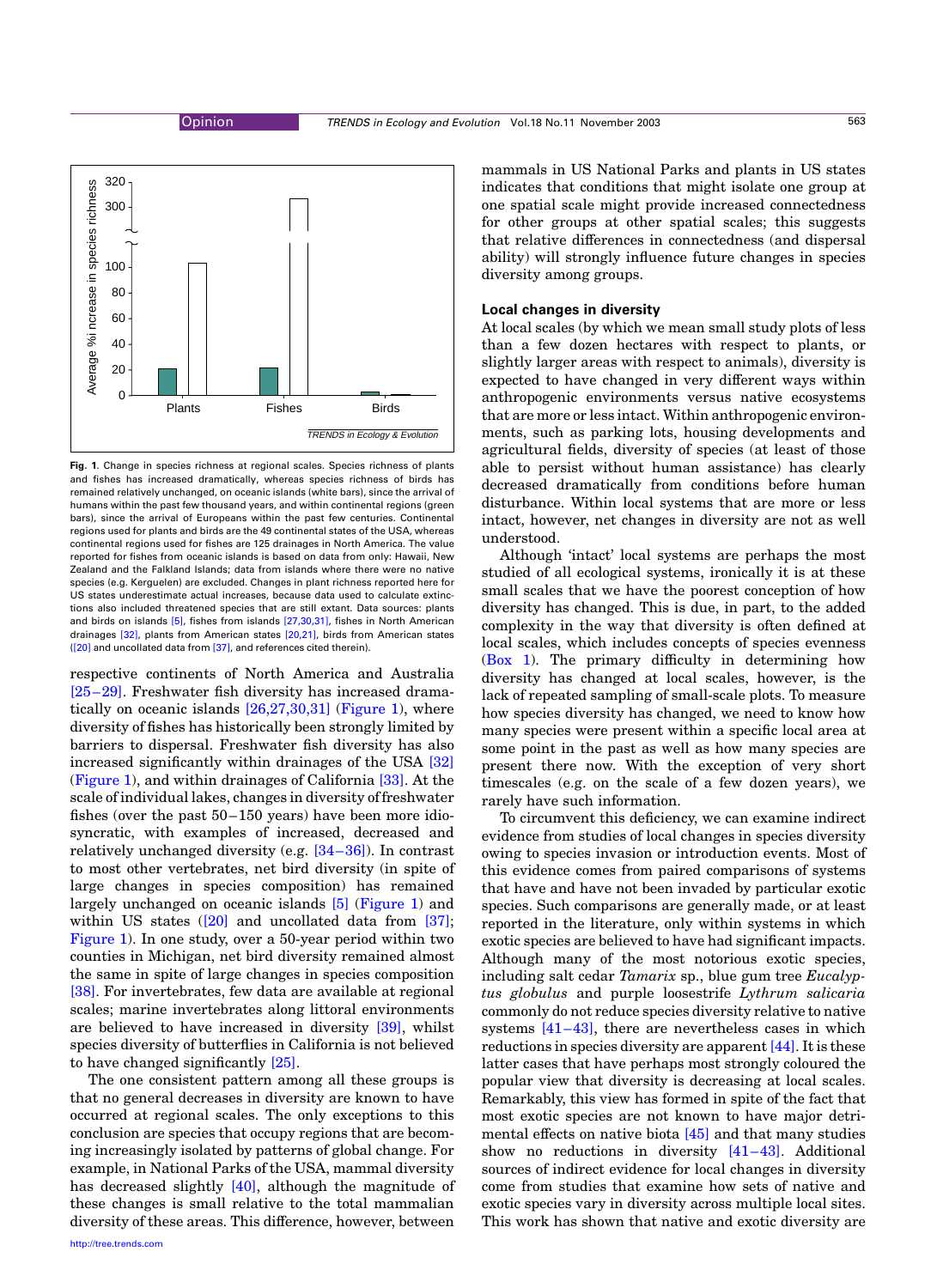**Fig. 1.** Change in species richness at regional scales. Species richness of plants and fishes has increased dramatically, whereas species richness of birds has remained relatively unchanged, on oceanic islands (white bars), since the arrival of humans within the past few thousand years, and within continental regions (green bars), since the arrival of Europeans within the past few centuries. Continental regions used for plants and birds are the 49 continental states of the USA, whereas continental regions used for fishes are 125 drainages in North America. The value reported for fishes from oceanic islands is based on data from only: Hawaii, New Zealand and the Falkland Islands; data from islands where there were no native species (e.g. Kerguelen) are excluded. Changes in plant richness reported here for US states underestimate actual increases, because data used to calculate extinctions also included threatened species that are still extant. Data sources: plants and birds on islands [5], fishes from islands [27,30,31], fishes in North American drainages [32], plants from American states [20,21], birds from American states ([20] and uncollated data from [37], and references cited therein).

respective continents of North America and Australia [25–29]. Freshwater fish diversity has increased dramatically on oceanic islands [26,27,30,31] (Figure 1), where diversity of fishes has historically been strongly limited by barriers to dispersal. Freshwater fish diversity has also increased significantly within drainages of the USA [32] (Figure 1), and within drainages of California [33]. At the scale of individual lakes, changes in diversity of freshwater fishes (over the past 50–150 years) have been more idiosyncratic, with examples of increased, decreased and relatively unchanged diversity (e.g. [34–36]). In contrast to most other vertebrates, net bird diversity (in spite of large changes in species composition) has remained largely unchanged on oceanic islands [5] (Figure 1) and within US states ([20] and uncollated data from [37]; Figure 1). In one study, over a 50-year period within two counties in Michigan, net bird diversity remained almost the same in spite of large changes in species composition [38]. For invertebrates, few data are available at regional scales; marine invertebrates along littoral environments are believed to have increased in diversity [39], whilst species diversity of butterflies in California is not believed to have changed significantly [25].

The one consistent pattern among all these groups is that no general decreases in diversity are known to have occurred at regional scales. The only exceptions to this conclusion are species that occupy regions that are becoming increasingly isolated by patterns of global change. For example, in National Parks of the USA, mammal diversity has decreased slightly [40], although the magnitude of these changes is small relative to the total mammalian diversity of these areas. This difference, however, between mammals in US National Parks and plants in US states indicates that conditions that might isolate one group at one spatial scale might provide increased connectedness for other groups at other spatial scales; this suggests that relative differences in connectedness (and dispersal ability) will strongly influence future changes in species diversity among groups.

### Local changes in diversity

At local scales (by which we mean small study plots of less than a few dozen hectares with respect to plants, or slightly larger areas with respect to animals), diversity is expected to have changed in very different ways within anthropogenic environments versus native ecosystems that are more or less intact. Within anthropogenic environments, such as parking lots, housing developments and agricultural fields, diversity of species (at least of those able to persist without human assistance) has clearly decreased dramatically from conditions before human disturbance. Within local systems that are more or less intact, however, net changes in diversity are not as well understood.

Although 'intact' local systems are perhaps the most studied of all ecological systems, ironically it is at these small scales that we have the poorest conception of how diversity has changed. This is due, in part, to the added complexity in the way that diversity is often defined at local scales, which includes concepts of species evenness (Box 1). The primary difficulty in determining how diversity has changed at local scales, however, is the lack of repeated sampling of small-scale plots. To measure how species diversity has changed, we need to know how many species were present within a specific local area at some point in the past as well as how many species are present there now. With the exception of very short timescales (e.g. on the scale of a few dozen years), we rarely have such information.

To circumvent this deficiency, we can examine indirect evidence from studies of local changes in species diversity owing to species invasion or introduction events. Most of this evidence comes from paired comparisons of systems that have and have not been invaded by particular exotic species. Such comparisons are generally made, or at least reported in the literature, only within systems in which exotic species are believed to have had significant impacts. Although many of the most notorious exotic species, including salt cedar *Tamarix* sp., blue gum tree *Eucalyptus globulus* and purple loosestrife *Lythrum salicaria* commonly do not reduce species diversity relative to native systems [41–43], there are nevertheless cases in which reductions in species diversity are apparent [44]. It is these latter cases that have perhaps most strongly coloured the popular view that diversity is decreasing at local scales. Remarkably, this view has formed in spite of the fact that most exotic species are not known to have major detrimental effects on native biota [45] and that many studies show no reductions in diversity [41–43]. Additional sources of indirect evidence for local changes in diversity come from studies that examine how sets of native and exotic species vary in diversity across multiple local sites. This work has shown that native and exotic diversity are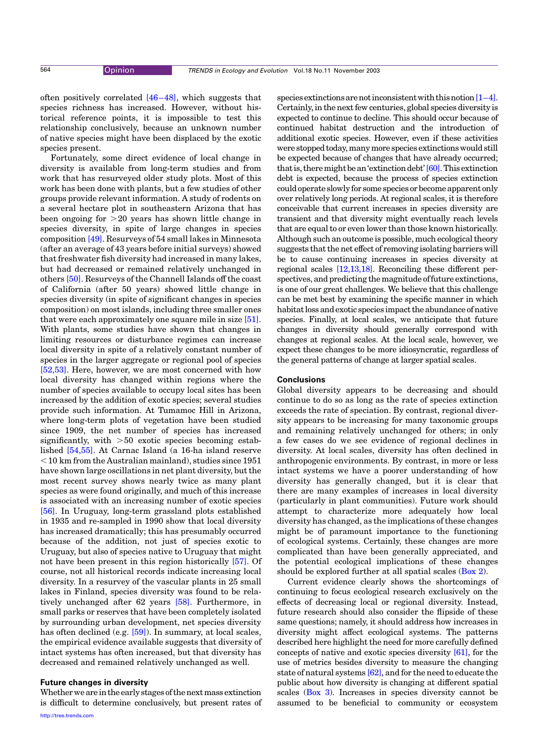often positively correlated [46–48], which suggests that species richness has increased. However, without historical reference points, it is impossible to test this relationship conclusively, because an unknown number of native species might have been displaced by the exotic species present.

Fortunately, some direct evidence of local change in diversity is available from long-term studies and from work that has resurveyed older study plots. Most of this work has been done with plants, but a few studies of other groups provide relevant information. A study of rodents on a several hectare plot in southeastern Arizona that has been ongoing for >20 years has shown little change in species diversity, in spite of large changes in species composition [49]. Resurveys of 54 small lakes in Minnesota (after an average of 43 years before initial surveys) showed that freshwater fish diversity had increased in many lakes, but had decreased or remained relatively unchanged in others [50]. Resurveys of the Channell Islands off the coast of California (after 50 years) showed little change in species diversity (in spite of significant changes in species composition) on most islands, including three smaller ones that were each approximately one square mile in size [51]. With plants, some studies have shown that changes in limiting resources or disturbance regimes can increase local diversity in spite of a relatively constant number of species in the larger aggregate or regional pool of species [52,53]. Here, however, we are most concerned with how local diversity has changed within regions where the number of species available to occupy local sites has been increased by the addition of exotic species; several studies provide such information. At Tumamoc Hill in Arizona, where long-term plots of vegetation have been studied since 1909, the net number of species has increased significantly, with >50 exotic species becoming established [54,55]. At Carnac Island (a 16-ha island reserve <10 km from the Australian mainland), studies since 1951 have shown large oscillations in net plant diversity, but the most recent survey shows nearly twice as many plant species as were found originally, and much of this increase is associated with an increasing number of exotic species [56]. In Uruguay, long-term grassland plots established in 1935 and re-sampled in 1990 show that local diversity has increased dramatically; this has presumably occurred because of the addition, not just of species exotic to Uruguay, but also of species native to Uruguay that might not have been present in this region historically [57]. Of course, not all historical records indicate increasing local diversity. In a resurvey of the vascular plants in 25 small lakes in Finland, species diversity was found to be relatively unchanged after 62 years [58]. Furthermore, in small parks or reserves that have been completely isolated by surrounding urban development, net species diversity has often declined (e.g. [59]). In summary, at local scales, the empirical evidence available suggests that diversity of intact systems has often increased, but that diversity has decreased and remained relatively unchanged as well.

## Future changes in diversity

Whether we are in the early stages of the next mass extinction is difficult to determine conclusively, but present rates of species extinctions are not inconsistent with this notion [1–4]. Certainly, in the next few centuries, global species diversity is expected to continue to decline. This should occur because of continued habitat destruction and the introduction of additional exotic species. However, even if these activities were stopped today, many more species extinctions would still be expected because of changes that have already occurred; that is, there might be an 'extinction debt' [60]. This extinction debt is expected, because the process of species extinction could operate slowly for some species or become apparent only over relatively long periods. At regional scales, it is therefore conceivable that current increases in species diversity are transient and that diversity might eventually reach levels that are equal to or even lower than those known historically. Although such an outcome is possible, much ecological theory suggests that the net effect of removing isolating barriers will be to cause continuing increases in species diversity at regional scales [12,13,18]. Reconciling these different perspectives, and predicting the magnitude of future extinctions, is one of our great challenges. We believe that this challenge can be met best by examining the specific manner in which habitat loss and exotic species impact the abundance of native species. Finally, at local scales, we anticipate that future changes in diversity should generally correspond with changes at regional scales. At the local scale, however, we expect these changes to be more idiosyncratic, regardless of the general patterns of change at larger spatial scales.

## Conclusions

Global diversity appears to be decreasing and should continue to do so as long as the rate of species extinction exceeds the rate of speciation. By contrast, regional diversity appears to be increasing for many taxonomic groups and remaining relatively unchanged for others; in only a few cases do we see evidence of regional declines in diversity. At local scales, diversity has often declined in anthropogenic environments. By contrast, in more or less intact systems we have a poorer understanding of how diversity has generally changed, but it is clear that there are many examples of increases in local diversity (particularly in plant communities). Future work should attempt to characterize more adequately how local diversity has changed, as the implications of these changes might be of paramount importance to the functioning of ecological systems. Certainly, these changes are more complicated than have been generally appreciated, and the potential ecological implications of these changes should be explored further at all spatial scales (Box 2).

Current evidence clearly shows the shortcomings of continuing to focus ecological research exclusively on the effects of decreasing local or regional diversity. Instead, future research should also consider the flipside of these same questions; namely, it should address how increases in diversity might affect ecological systems. The patterns described here highlight the need for more carefully defined concepts of native and exotic species diversity [61], for the use of metrics besides diversity to measure the changing state of natural systems [62], and for the need to educate the public about how diversity is changing at different spatial scales (Box 3). Increases in species diversity cannot be assumed to be beneficial to community or ecosystem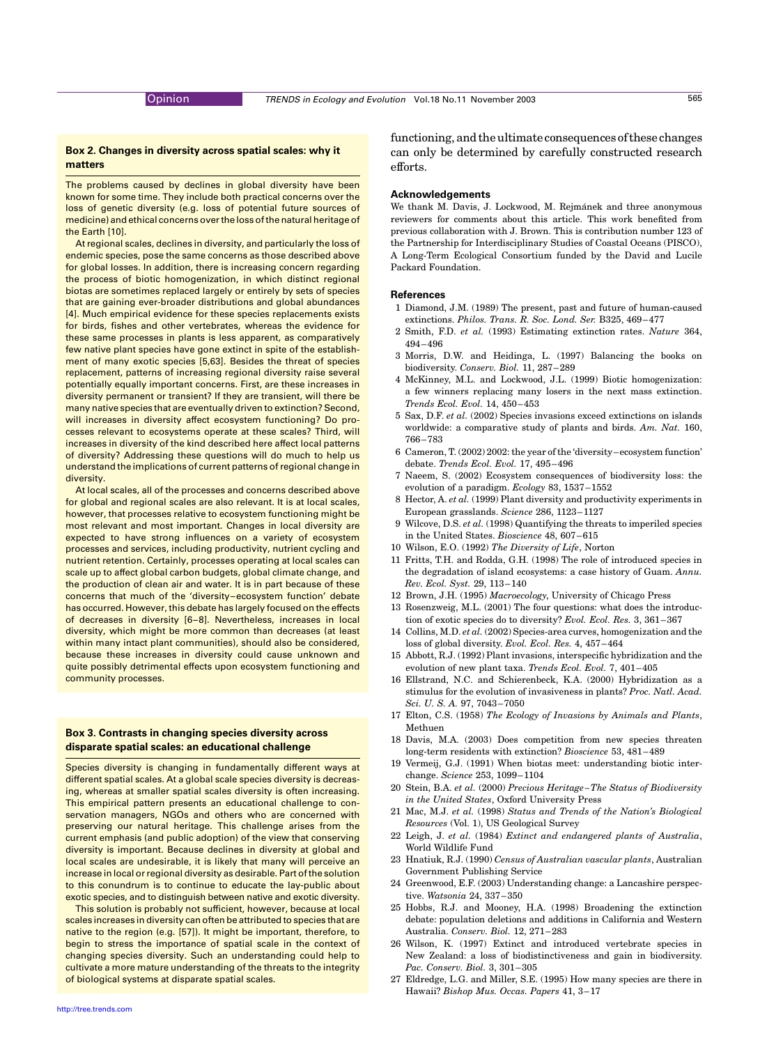### Box 2. Changes in diversity across spatial scales: why it matters

The problems caused by declines in global diversity have been known for some time. They include both practical concerns over the loss of genetic diversity (e.g. loss of potential future sources of medicine) and ethical concerns over the loss of the natural heritage of the Earth [10].

At regional scales, declines in diversity, and particularly the loss of endemic species, pose the same concerns as those described above for global losses. In addition, there is increasing concern regarding the process of biotic homogenization, in which distinct regional biotas are sometimes replaced largely or entirely by sets of species that are gaining ever-broader distributions and global abundances [4]. Much empirical evidence for these species replacements exists for birds, fishes and other vertebrates, whereas the evidence for these same processes in plants is less apparent, as comparatively few native plant species have gone extinct in spite of the establishment of many exotic species [5,63]. Besides the threat of species replacement, patterns of increasing regional diversity raise several potentially equally important concerns. First, are these increases in diversity permanent or transient? If they are transient, will there be many native species that are eventually driven to extinction? Second, will increases in diversity affect ecosystem functioning? Do processes relevant to ecosystems operate at these scales? Third, will increases in diversity of the kind described here affect local patterns of diversity? Addressing these questions will do much to help us understand the implications of current patterns of regional change in diversity.

At local scales, all of the processes and concerns described above for global and regional scales are also relevant. It is at local scales, however, that processes relative to ecosystem functioning might be most relevant and most important. Changes in local diversity are expected to have strong influences on a variety of ecosystem processes and services, including productivity, nutrient cycling and nutrient retention. Certainly, processes operating at local scales can scale up to affect global carbon budgets, global climate change, and the production of clean air and water. It is in part because of these concerns that much of the 'diversity–ecosystem function' debate has occurred. However, this debate has largely focused on the effects of decreases in diversity [6–8]. Nevertheless, increases in local diversity, which might be more common than decreases (at least within many intact plant communities), should also be considered, because these increases in diversity could cause unknown and quite possibly detrimental effects upon ecosystem functioning and community processes.

### Box 3. Contrasts in changing species diversity across disparate spatial scales: an educational challenge

Species diversity is changing in fundamentally different ways at different spatial scales. At a global scale species diversity is decreasing, whereas at smaller spatial scales diversity is often increasing. This empirical pattern presents an educational challenge to conservation managers, NGOs and others who are concerned with preserving our natural heritage. This challenge arises from the current emphasis (and public adoption) of the view that conserving diversity is important. Because declines in diversity at global and local scales are undesirable, it is likely that many will perceive an increase in local or regional diversity as desirable. Part of the solution to this conundrum is to continue to educate the lay-public about exotic species, and to distinguish between native and exotic diversity.

This solution is probably not sufficient, however, because at local scales increases in diversity can often be attributed to species that are native to the region (e.g. [57]). It might be important, therefore, to begin to stress the importance of spatial scale in the context of changing species diversity. Such an understanding could help to cultivate a more mature understanding of the threats to the integrity of biological systems at disparate spatial scales.

functioning, and the ultimate consequences of these changes can only be determined by carefully constructed research efforts.

## Acknowledgements

We thank M. Davis, J. Lockwood, M. Rejmánek and three anonymous reviewers for comments about this article. This work benefited from previous collaboration with J. Brown. This is contribution number 123 of the Partnership for Interdisciplinary Studies of Coastal Oceans (PISCO), A Long-Term Ecological Consortium funded by the David and Lucile Packard Foundation.

## References

1 Diamond, J.M. (1989) The present, past and future of human-caused extinctions. *Philos. Trans. R. Soc. Lond. Ser.* B325, 469–477

2 Smith, F.D. *et al.* (1993) Estimating extinction rates. *Nature* 364, 494–496

3 Morris, D.W. and Heidinga, L. (1997) Balancing the books on biodiversity. *Conserv. Biol.* 11, 287–289

4 McKinney, M.L. and Lockwood, J.L. (1999) Biotic homogenization: a few winners replacing many losers in the next mass extinction. *Trends Ecol. Evol.* 14, 450–453

5 Sax, D.F. *et al.* (2002) Species invasions exceed extinctions on islands worldwide: a comparative study of plants and birds. *Am. Nat.* 160, 766–783

6 Cameron, T. (2002) 2002: the year of the 'diversity–ecosystem function' debate. *Trends Ecol. Evol.* 17, 495–496

7 Naeem, S. (2002) Ecosystem consequences of biodiversity loss: the evolution of a paradigm. *Ecology* 83, 1537–1552

8 Hector, A. *et al.* (1999) Plant diversity and productivity experiments in European grasslands. *Science* 286, 1123–1127

9 Wilcove, D.S. *et al.* (1998) Quantifying the threats to imperiled species in the United States. *Bioscience* 48, 607–615

10 Wilson, E.O. (1992) *The Diversity of Life*, Norton

11 Fritts, T.H. and Rodda, G.H. (1998) The role of introduced species in the degradation of island ecosystems: a case history of Guam. *Annu. Rev. Ecol. Syst.* 29, 113–140

12 Brown, J.H. (1995) *Macroecology*, University of Chicago Press

13 Rosenzweig, M.L. (2001) The four questions: what does the introduction of exotic species do to diversity? *Evol. Ecol. Res.* 3, 361–367

14 Collins, M.D. *et al.* (2002) Species-area curves, homogenization and the loss of global diversity. *Evol. Ecol. Res.* 4, 457–464

15 Abbott, R.J. (1992) Plant invasions, interspecific hybridization and the evolution of new plant taxa. *Trends Ecol. Evol.* 7, 401–405

16 Ellstrand, N.C. and Schierenbeck, K.A. (2000) Hybridization as a stimulus for the evolution of invasiveness in plants? *Proc. Natl. Acad. Sci. U. S. A.* 97, 7043–7050

17 Elton, C.S. (1958) *The Ecology of Invasions by Animals and Plants*, Methuen

18 Davis, M.A. (2003) Does competition from new species threaten long-term residents with extinction? *Bioscience* 53, 481–489

19 Vermeij, G.J. (1991) When biotas meet: understanding biotic interchange. *Science* 253, 1099–1104

20 Stein, B.A. *et al.* (2000) *Precious Heritage–The Status of Biodiversity in the United States*, Oxford University Press

21 Mac, M.J. *et al.* (1998) *Status and Trends of the Nation's Biological Resources* (Vol. 1), US Geological Survey

22 Leigh, J. *et al.* (1984) *Extinct and endangered plants of Australia*, World Wildlife Fund

23 Hnatiuk, R.J. (1990) *Census of Australian vascular plants*, Australian Government Publishing Service

24 Greenwood, E.F. (2003) Understanding change: a Lancashire perspective. *Watsonia* 24, 337–350

25 Hobbs, R.J. and Mooney, H.A. (1998) Broadening the extinction debate: population deletions and additions in California and Western Australia. *Conserv. Biol.* 12, 271–283

26 Wilson, K. (1997) Extinct and introduced vertebrate species in New Zealand: a loss of biodistinctiveness and gain in biodiversity. *Pac. Conserv. Biol.* 3, 301–305

27 Eldredge, L.G. and Miller, S.E. (1995) How many species are there in Hawaii? *Bishop Mus. Occas. Papers* 41, 3–17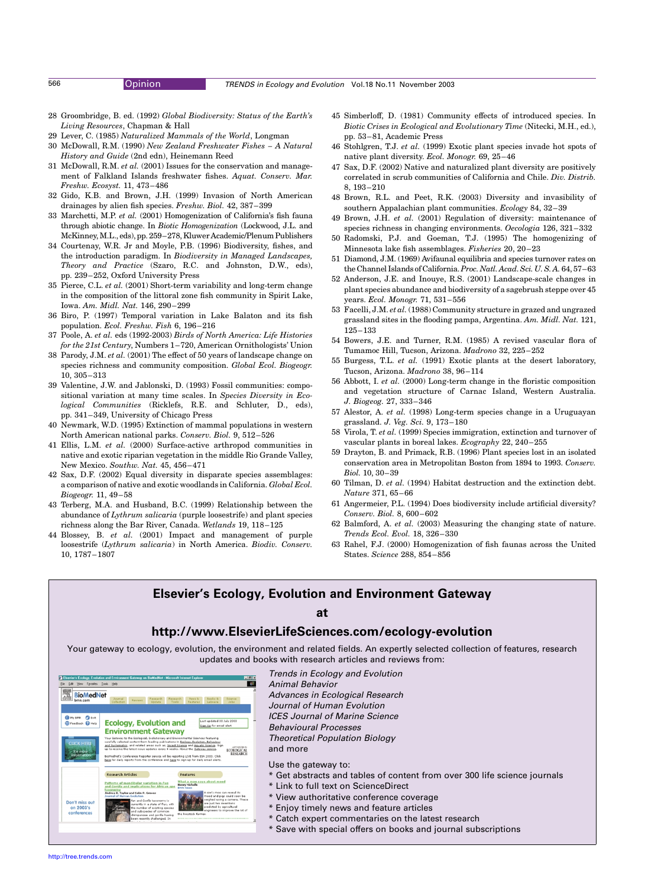28 Groombridge, B. ed. (1992) *Global Biodiversity: Status of the Earth's Living Resources*, Chapman & Hall

29 Lever, C. (1985) *Naturalized Mammals of the World*, Longman

30 McDowall, R.M. (1990) *New Zealand Freshwater Fishes – A Natural History and Guide* (2nd edn), Heinemann Reed

31 McDowall, R.M. *et al.* (2001) Issues for the conservation and management of Falkland Islands freshwater fishes. *Aquat. Conserv. Mar. Freshw. Ecosyst.* 11, 473–486

32 Gido, K.B. and Brown, J.H. (1999) Invasion of North American drainages by alien fish species. *Freshw. Biol.* 42, 387–399

33 Marchetti, M.P. *et al.* (2001) Homogenization of California's fish fauna through abiotic change. In *Biotic Homogenization* (Lockwood, J.L. and McKinney, M.L., eds), pp. 259–278, Kluwer Academic/Plenum Publishers

34 Courtenay, W.R. Jr and Moyle, P.B. (1996) Biodiversity, fishes, and the introduction paradigm. In *Biodiversity in Managed Landscapes, Theory and Practice* (Szaro, R.C. and Johnston, D.W., eds), pp. 239–252, Oxford University Press

35 Pierce, C.L. *et al.* (2001) Short-term variability and long-term change in the composition of the littoral zone fish community in Spirit Lake, Iowa. *Am. Midl. Nat.* 146, 290–299

36 Biro, P. (1997) Temporal variation in Lake Balaton and its fish population. *Ecol. Freshw. Fish* 6, 196–216

37 Poole, A. *et al.* eds (1992-2003) *Birds of North America: Life Histories for the 21st Century*, Numbers 1–720, American Ornithologists' Union

38 Parody, J.M. *et al.* (2001) The effect of 50 years of landscape change on species richness and community composition. *Global Ecol. Biogeogr.* 10, 305–313

39 Valentine, J.W. and Jablonski, D. (1993) Fossil communities: compositional variation at many time scales. In *Species Diversity in Ecological Communities* (Ricklefs, R.E. and Schluter, D., eds), pp. 341–349, University of Chicago Press

40 Newmark, W.D. (1995) Extinction of mammal populations in western North American national parks. *Conserv. Biol.* 9, 512–526

41 Ellis, L.M. *et al.* (2000) Surface-active arthropod communities in native and exotic riparian vegetation in the middle Rio Grande Valley, New Mexico. *Southw. Nat.* 45, 456–471

42 Sax, D.F. (2002) Equal diversity in disparate species assemblages: a comparison of native and exotic woodlands in California. *Global Ecol. Biogeogr.* 11, 49–58

43 Terberg, M.A. and Husband, B.C. (1999) Relationship between the abundance of *Lythrum salicaria* (purple loosestrife) and plant species richness along the Bar River, Canada. *Wetlands* 19, 118–125

44 Blossey, B. *et al.* (2001) Impact and management of purple loosestrife (*Lythrum salicaria*) in North America. *Biodiv. Conserv.* 10, 1787–1807

45 Simberloff, D. (1981) Community effects of introduced species. In *Biotic Crises in Ecological and Evolutionary Time* (Nitecki, M.H., ed.), pp. 53–81, Academic Press

46 Stohlgren, T.J. *et al.* (1999) Exotic plant species invade hot spots of native plant diversity. *Ecol. Monogr.* 69, 25–46

47 Sax, D.F. (2002) Native and naturalized plant diversity are positively correlated in scrub communities of California and Chile. *Div. Distrib.* 8, 193–210

48 Brown, R.L. and Peet, R.K. (2003) Diversity and invasibility of southern Appalachian plant communities. *Ecology* 84, 32–39

49 Brown, J.H. *et al.* (2001) Regulation of diversity: maintenance of species richness in changing environments. *Oecologia* 126, 321–332

50 Radomski, P.J. and Goeman, T.J. (1995) The homogenizing of Minnesota lake fish assemblages. *Fisheries* 20, 20–23

51 Diamond, J.M. (1969) Avifaunal equilibria and species turnover rates on the Channel Islands of California. *Proc. Natl. Acad. Sci. U. S. A.* 64, 57–63

52 Anderson, J.E. and Inouye, R.S. (2001) Landscape-scale changes in plant species abundance and biodiversity of a sagebrush steppe over 45 years. *Ecol. Monogr.* 71, 531–556

53 Facelli, J.M. *et al.* (1988) Community structure in grazed and ungrazed grassland sites in the flooding pampa, Argentina. *Am. Midl. Nat.* 121, 125–133

54 Bowers, J.E. and Turner, R.M. (1985) A revised vascular flora of Tumamoc Hill, Tucson, Arizona. *Madrono* 32, 225–252

55 Burgess, T.L. *et al.* (1991) Exotic plants at the desert laboratory, Tucson, Arizona. *Madrono* 38, 96–114

56 Abbott, I. *et al.* (2000) Long-term change in the floristic composition and vegetation structure of Carnac Island, Western Australia. *J. Biogeog.* 27, 333–346

57 Alestor, A. *et al.* (1998) Long-term species change in a Uruguayan grassland. *J. Veg. Sci.* 9, 173–180

58 Virola, T. *et al.* (1999) Species immigration, extinction and turnover of vascular plants in boreal lakes. *Ecography* 22, 240–255

59 Drayton, B. and Primack, R.B. (1996) Plant species lost in an isolated conservation area in Metropolitan Boston from 1894 to 1993. *Conserv. Biol.* 10, 30–39

60 Tilman, D. *et al.* (1994) Habitat destruction and the extinction debt. *Nature* 371, 65–66

61 Angermeier, P.L. (1994) Does biodiversity include artificial diversity? *Conserv. Biol.* 8, 600–602

62 Balmford, A. *et al.* (2003) Measuring the changing state of nature. *Trends Ecol. Evol.* 18, 326–330

63 Rahel, F.J. (2000) Homogenization of fish faunas across the United States. *Science* 288, 854–856

## Elsevier's Ecology, Evolution and Environment Gateway

## at

## http://www.ElsevierLifeSciences.com/ecology-evolution

Your gateway to ecology, evolution, the environment and related fields. An expertly selected collection of features, research updates and books with research articles and reviews from:

*Trends in Ecology and Evolution*
*Animal Behavior*
*Advances in Ecological Research*
*Journal of Human Evolution*
*ICES Journal of Marine Science*
*Behavioural Processes*
*Theoretical Population Biology*
and more

Use the gateway to:

* Get abstracts and tables of content from over 300 life science journals
* Link to full text on ScienceDirect
* View authoritative conference coverage
* Enjoy timely news and feature articles
* Catch expert commentaries on the latest research
* Save with special offers on books and journal subscriptions